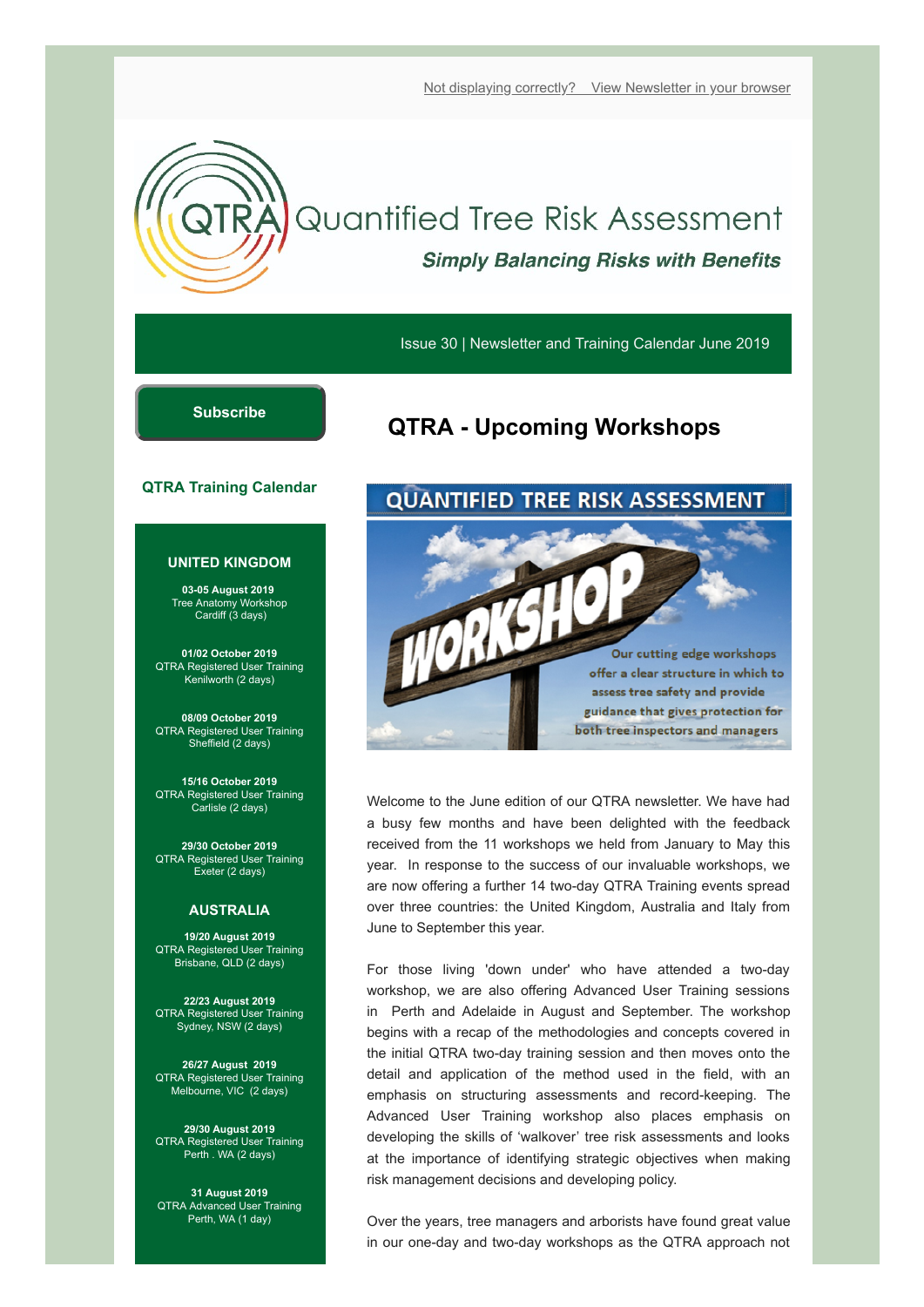Not displaying correctly? View Newsletter in your browser

# QTRA Quantified Tree Risk Assessment

***Simply Balancing Risks with Benefits***

Issue 30 | Newsletter and Training Calendar June 2019

**Subscribe**

## QTRA - Upcoming Workshops

QUANTIFIED TREE RISK ASSESSMENT

WORKSHOP

Our cutting edge workshops offer a clear structure in which to assess tree safety and provide guidance that gives protection for both tree inspectors and managers

Welcome to the June edition of our QTRA newsletter. We have had a busy few months and have been delighted with the feedback received from the 11 workshops we held from January to May this year. In response to the success of our invaluable workshops, we are now offering a further 14 two-day QTRA Training events spread over three countries: the United Kingdom, Australia and Italy from June to September this year.

For those living 'down under' who have attended a two-day workshop, we are also offering Advanced User Training sessions in Perth and Adelaide in August and September. The workshop begins with a recap of the methodologies and concepts covered in the initial QTRA two-day training session and then moves onto the detail and application of the method used in the field, with an emphasis on structuring assessments and record-keeping. The Advanced User Training workshop also places emphasis on developing the skills of 'walkover' tree risk assessments and looks at the importance of identifying strategic objectives when making risk management decisions and developing policy.

Over the years, tree managers and arborists have found great value in our one-day and two-day workshops as the QTRA approach not

### QTRA Training Calendar

**UNITED KINGDOM**

**03-05 August 2019**
Tree Anatomy Workshop
Cardiff (3 days)

**01/02 October 2019**
QTRA Registered User Training
Kenilworth (2 days)

**08/09 October 2019**
QTRA Registered User Training
Sheffield (2 days)

**15/16 October 2019**
QTRA Registered User Training
Carlisle (2 days)

**29/30 October 2019**
QTRA Registered User Training
Exeter (2 days)

**AUSTRALIA**

**19/20 August 2019**
QTRA Registered User Training
Brisbane, QLD (2 days)

**22/23 August 2019**
QTRA Registered User Training
Sydney, NSW (2 days)

**26/27 August 2019**
QTRA Registered User Training
Melbourne, VIC (2 days)

**29/30 August 2019**
QTRA Registered User Training
Perth . WA (2 days)

**31 August 2019**
QTRA Advanced User Training
Perth, WA (1 day)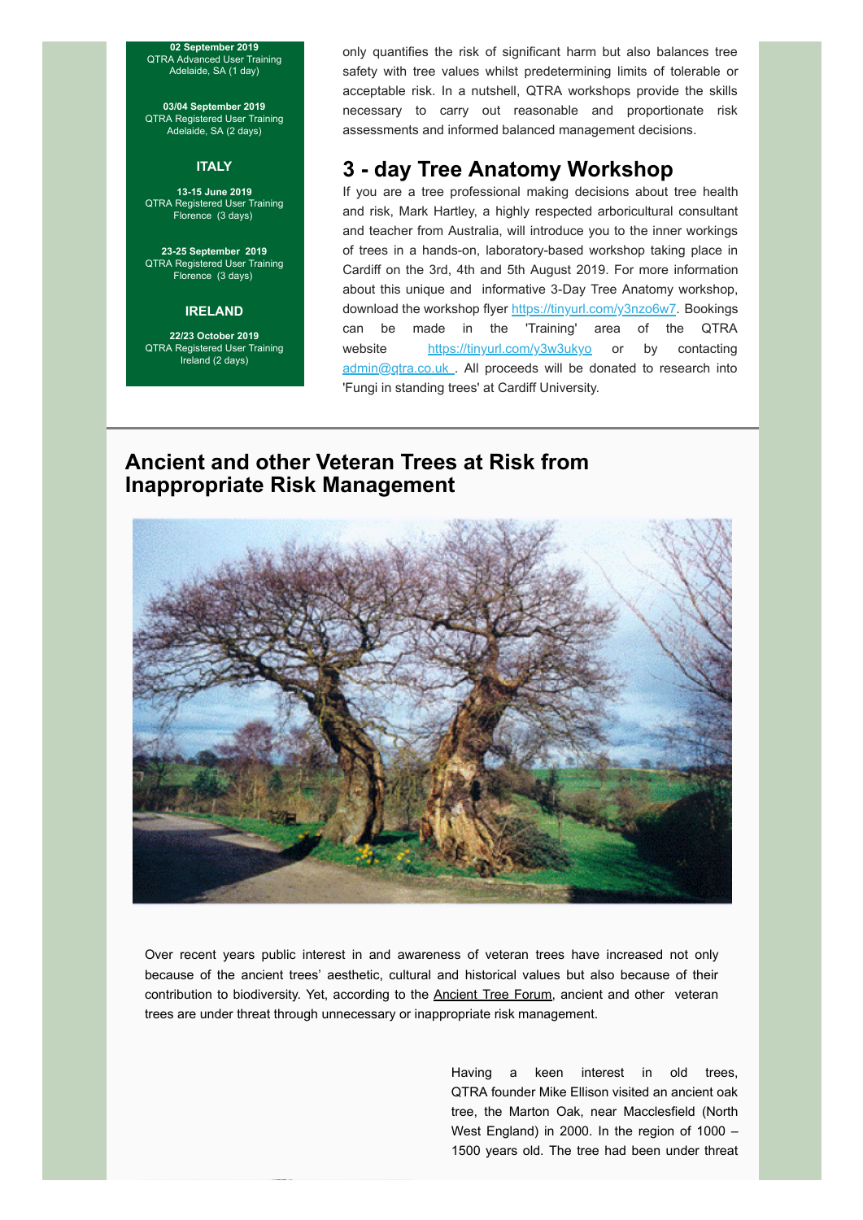**02 September 2019**
QTRA Advanced User Training
Adelaide, SA (1 day)

**03/04 September 2019**
QTRA Registered User Training
Adelaide, SA (2 days)

**ITALY**

**13-15 June 2019**
QTRA Registered User Training
Florence (3 days)

**23-25 September 2019**
QTRA Registered User Training
Florence (3 days)

**IRELAND**

**22/23 October 2019**
QTRA Registered User Training
Ireland (2 days)

only quantifies the risk of significant harm but also balances tree safety with tree values whilst predetermining limits of tolerable or acceptable risk. In a nutshell, QTRA workshops provide the skills necessary to carry out reasonable and proportionate risk assessments and informed balanced management decisions.

## 3 - day Tree Anatomy Workshop

If you are a tree professional making decisions about tree health and risk, Mark Hartley, a highly respected arboricultural consultant and teacher from Australia, will introduce you to the inner workings of trees in a hands-on, laboratory-based workshop taking place in Cardiff on the 3rd, 4th and 5th August 2019. For more information about this unique and informative 3-Day Tree Anatomy workshop, download the workshop flyer https://tinyurl.com/y3nzo6w7. Bookings can be made in the 'Training' area of the QTRA website https://tinyurl.com/y3w3ukyo or by contacting admin@qtra.co.uk . All proceeds will be donated to research into 'Fungi in standing trees' at Cardiff University.

## Ancient and other Veteran Trees at Risk from Inappropriate Risk Management

Over recent years public interest in and awareness of veteran trees have increased not only because of the ancient trees' aesthetic, cultural and historical values but also because of their contribution to biodiversity. Yet, according to the Ancient Tree Forum, ancient and other veteran trees are under threat through unnecessary or inappropriate risk management.

Having a keen interest in old trees, QTRA founder Mike Ellison visited an ancient oak tree, the Marton Oak, near Macclesfield (North West England) in 2000. In the region of 1000 – 1500 years old. The tree had been under threat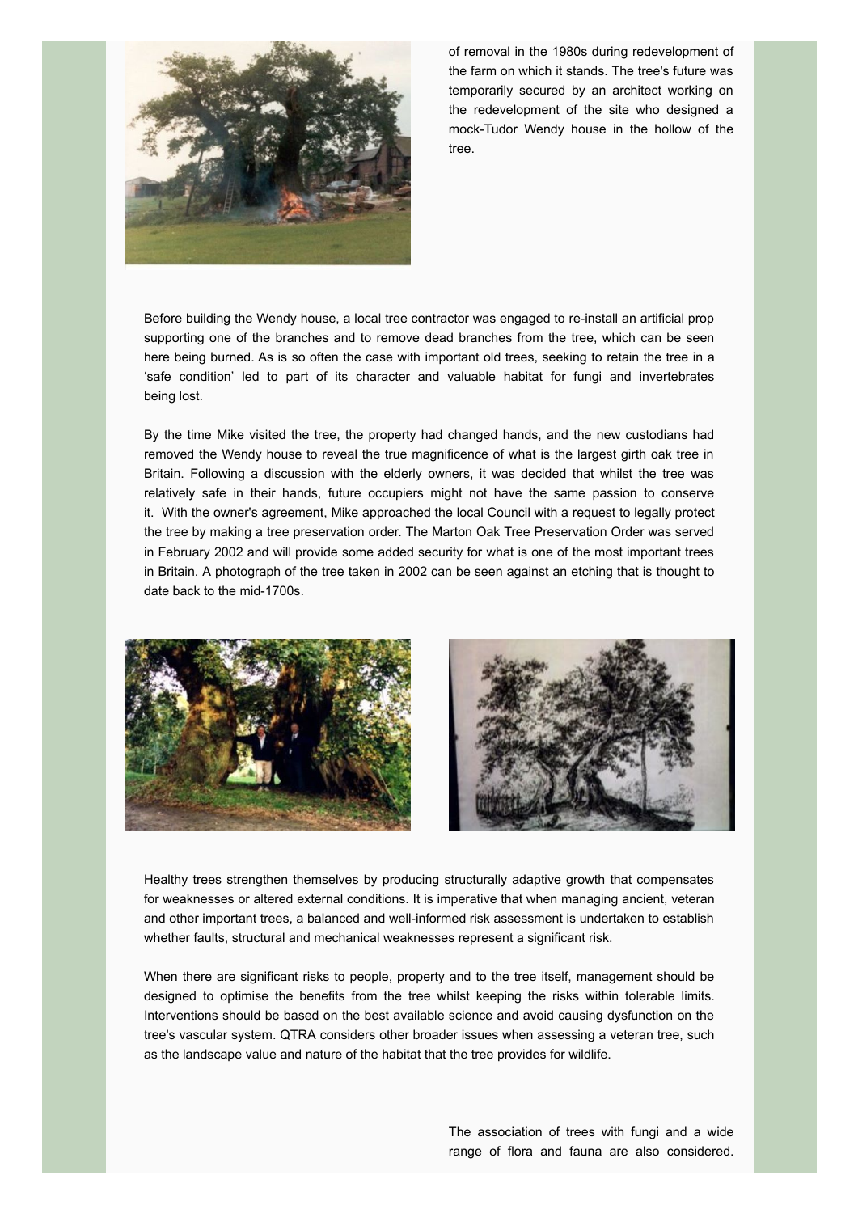of removal in the 1980s during redevelopment of the farm on which it stands. The tree's future was temporarily secured by an architect working on the redevelopment of the site who designed a mock-Tudor Wendy house in the hollow of the tree.

Before building the Wendy house, a local tree contractor was engaged to re-install an artificial prop supporting one of the branches and to remove dead branches from the tree, which can be seen here being burned. As is so often the case with important old trees, seeking to retain the tree in a 'safe condition' led to part of its character and valuable habitat for fungi and invertebrates being lost.

By the time Mike visited the tree, the property had changed hands, and the new custodians had removed the Wendy house to reveal the true magnificence of what is the largest girth oak tree in Britain. Following a discussion with the elderly owners, it was decided that whilst the tree was relatively safe in their hands, future occupiers might not have the same passion to conserve it. With the owner's agreement, Mike approached the local Council with a request to legally protect the tree by making a tree preservation order. The Marton Oak Tree Preservation Order was served in February 2002 and will provide some added security for what is one of the most important trees in Britain. A photograph of the tree taken in 2002 can be seen against an etching that is thought to date back to the mid-1700s.

Healthy trees strengthen themselves by producing structurally adaptive growth that compensates for weaknesses or altered external conditions. It is imperative that when managing ancient, veteran and other important trees, a balanced and well-informed risk assessment is undertaken to establish whether faults, structural and mechanical weaknesses represent a significant risk.

When there are significant risks to people, property and to the tree itself, management should be designed to optimise the benefits from the tree whilst keeping the risks within tolerable limits. Interventions should be based on the best available science and avoid causing dysfunction on the tree's vascular system. QTRA considers other broader issues when assessing a veteran tree, such as the landscape value and nature of the habitat that the tree provides for wildlife.

The association of trees with fungi and a wide range of flora and fauna are also considered.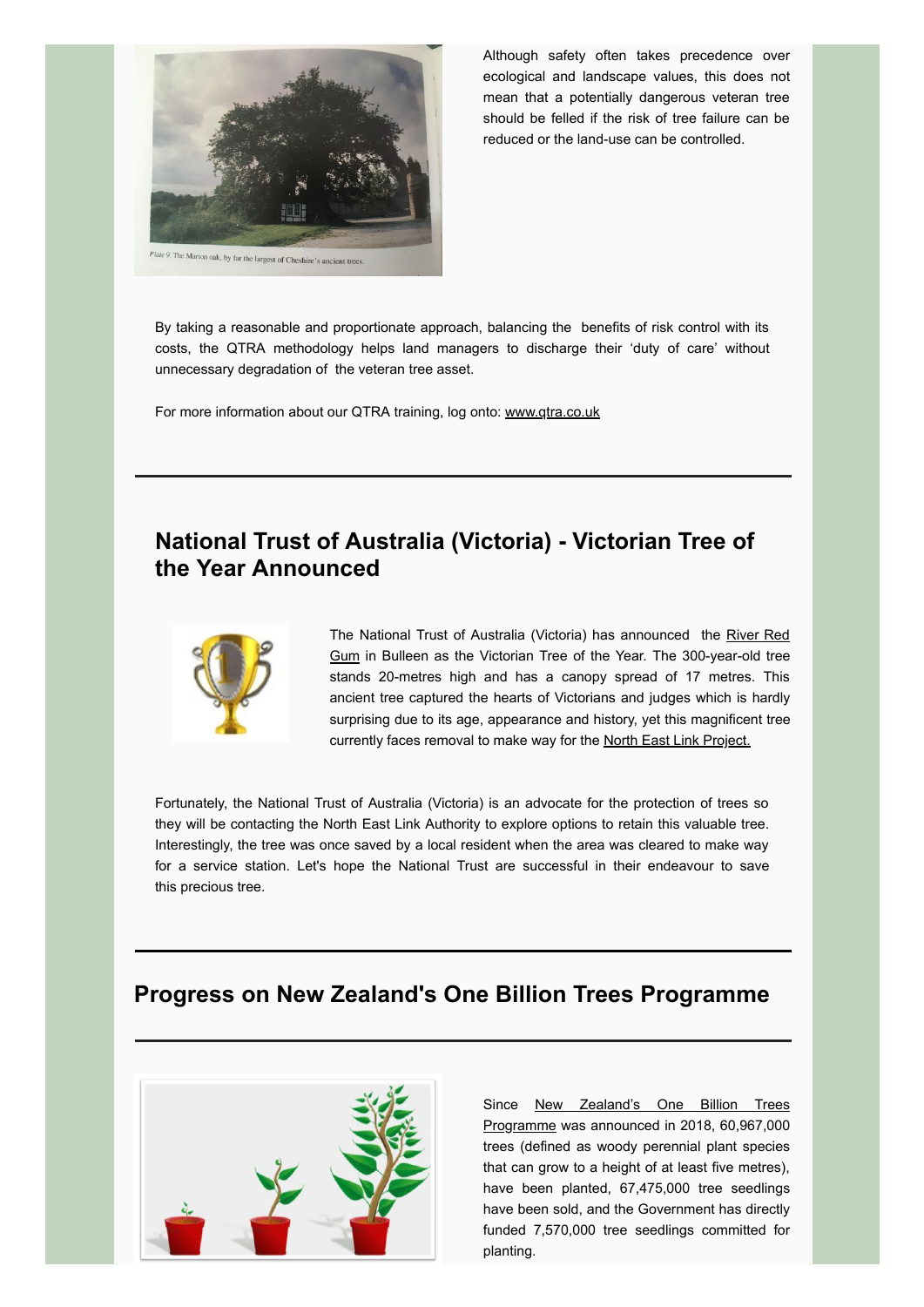Although safety often takes precedence over ecological and landscape values, this does not mean that a potentially dangerous veteran tree should be felled if the risk of tree failure can be reduced or the land-use can be controlled.

By taking a reasonable and proportionate approach, balancing the benefits of risk control with its costs, the QTRA methodology helps land managers to discharge their 'duty of care' without unnecessary degradation of the veteran tree asset.

For more information about our QTRA training, log onto: www.qtra.co.uk

---

## National Trust of Australia (Victoria) - Victorian Tree of the Year Announced

The National Trust of Australia (Victoria) has announced the River Red Gum in Bulleen as the Victorian Tree of the Year. The 300-year-old tree stands 20-metres high and has a canopy spread of 17 metres. This ancient tree captured the hearts of Victorians and judges which is hardly surprising due to its age, appearance and history, yet this magnificent tree currently faces removal to make way for the North East Link Project.

Fortunately, the National Trust of Australia (Victoria) is an advocate for the protection of trees so they will be contacting the North East Link Authority to explore options to retain this valuable tree. Interestingly, the tree was once saved by a local resident when the area was cleared to make way for a service station. Let's hope the National Trust are successful in their endeavour to save this precious tree.

---

## Progress on New Zealand's One Billion Trees Programme

---

Since New Zealand's One Billion Trees Programme was announced in 2018, 60,967,000 trees (defined as woody perennial plant species that can grow to a height of at least five metres), have been planted, 67,475,000 tree seedlings have been sold, and the Government has directly funded 7,570,000 tree seedlings committed for planting.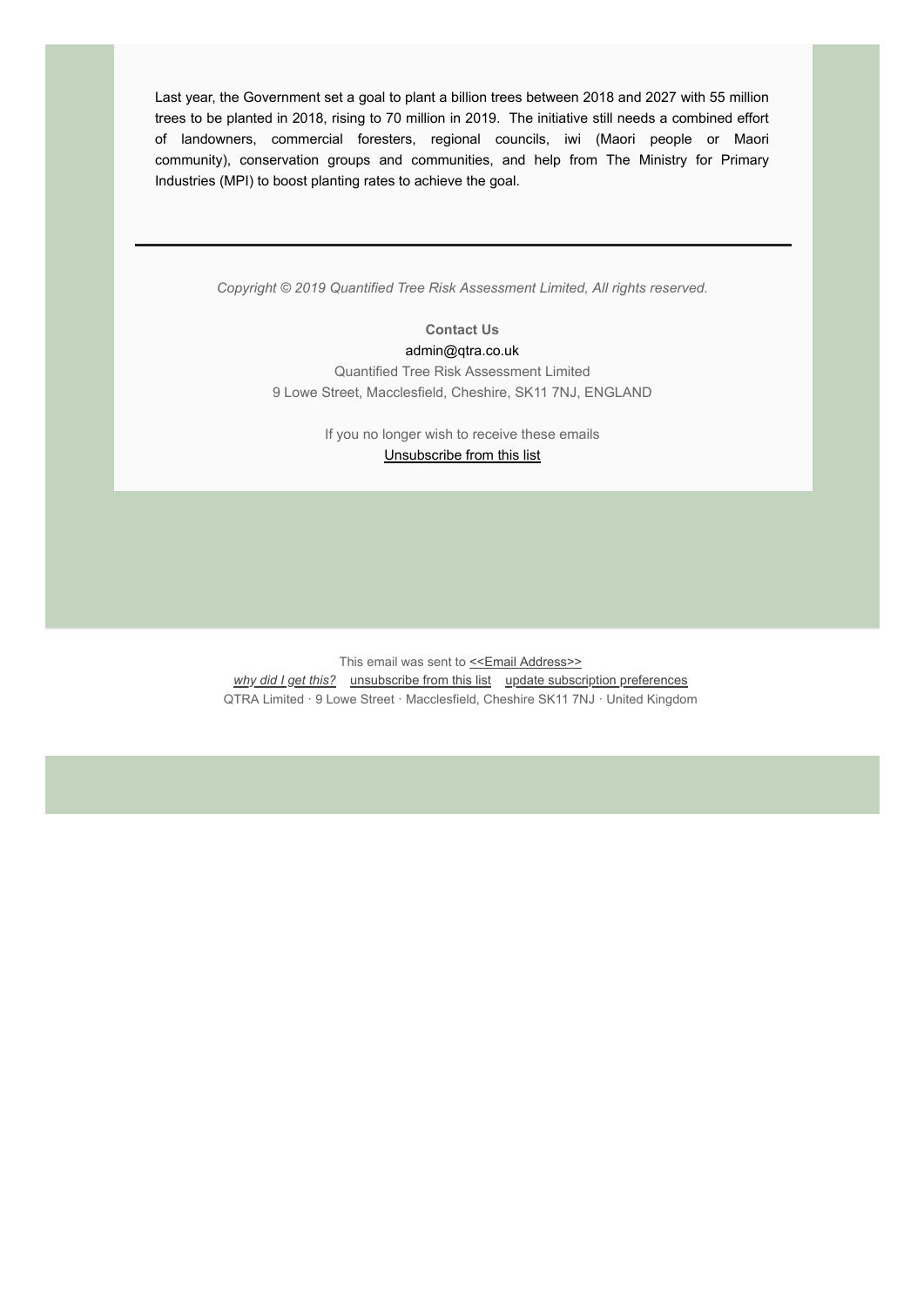Last year, the Government set a goal to plant a billion trees between 2018 and 2027 with 55 million trees to be planted in 2018, rising to 70 million in 2019. The initiative still needs a combined effort of landowners, commercial foresters, regional councils, iwi (Maori people or Maori community), conservation groups and communities, and help from The Ministry for Primary Industries (MPI) to boost planting rates to achieve the goal.

---

*Copyright © 2019 Quantified Tree Risk Assessment Limited, All rights reserved.*

**Contact Us**
admin@qtra.co.uk
Quantified Tree Risk Assessment Limited
9 Lowe Street, Macclesfield, Cheshire, SK11 7NJ, ENGLAND

If you no longer wish to receive these emails
Unsubscribe from this list

This email was sent to <<Email Address>>
*why did I get this?* unsubscribe from this list update subscription preferences
QTRA Limited · 9 Lowe Street · Macclesfield, Cheshire SK11 7NJ · United Kingdom